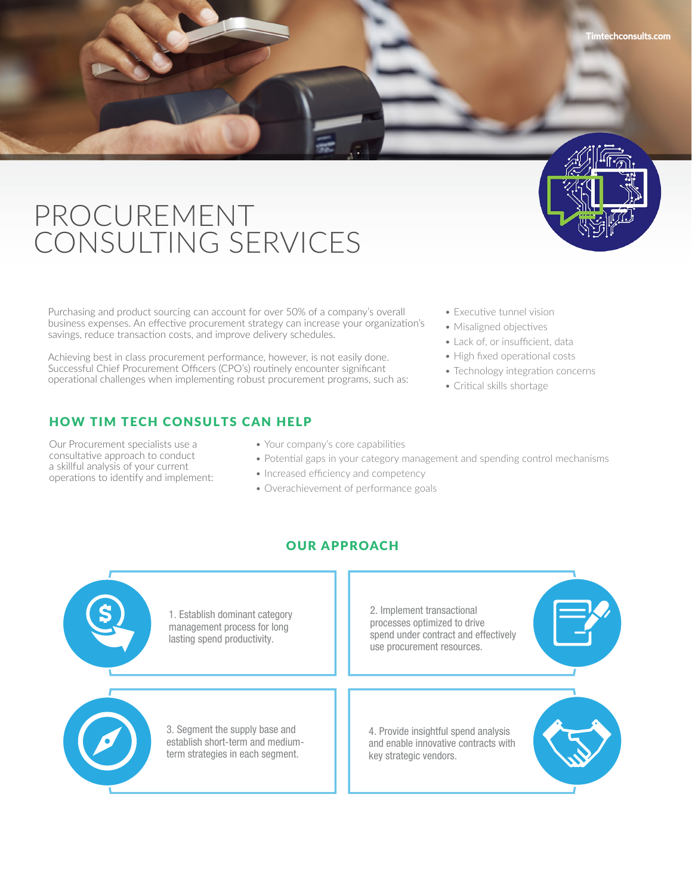# PROCUREMENT CONSULTING SERVICES

Purchasing and product sourcing can account for over 50% of a company's overall business expenses. An effective procurement strategy can increase your organization's savings, reduce transaction costs, and improve delivery schedules.

Achieving best in class procurement performance, however, is not easily done. Successful Chief Procurement Officers (CPO's) routinely encounter significant operational challenges when implementing robust procurement programs, such as:

- Executive tunnel vision
- Misaligned objectives
- Lack of, or insufficient, data
- High fixed operational costs
- Technology integration concerns
- Critical skills shortage

## HOW TIM TECH CONSULTS CAN HELP

Our Procurement specialists use a consultative approach to conduct a skillful analysis of your current operations to identify and implement:

- Your company's core capabilities
- Potential gaps in your category management and spending control mechanisms
- Increased efficiency and competency
- Overachievement of performance goals

## OUR APPROACH

1. Establish dominant category management process for long lasting spend productivity.

2. Implement transactional processes optimized to drive spend under contract and effectively use procurement resources.

3. Segment the supply base and establish short-term and medium-term strategies in each segment.

4. Provide insightful spend analysis and enable innovative contracts with key strategic vendors.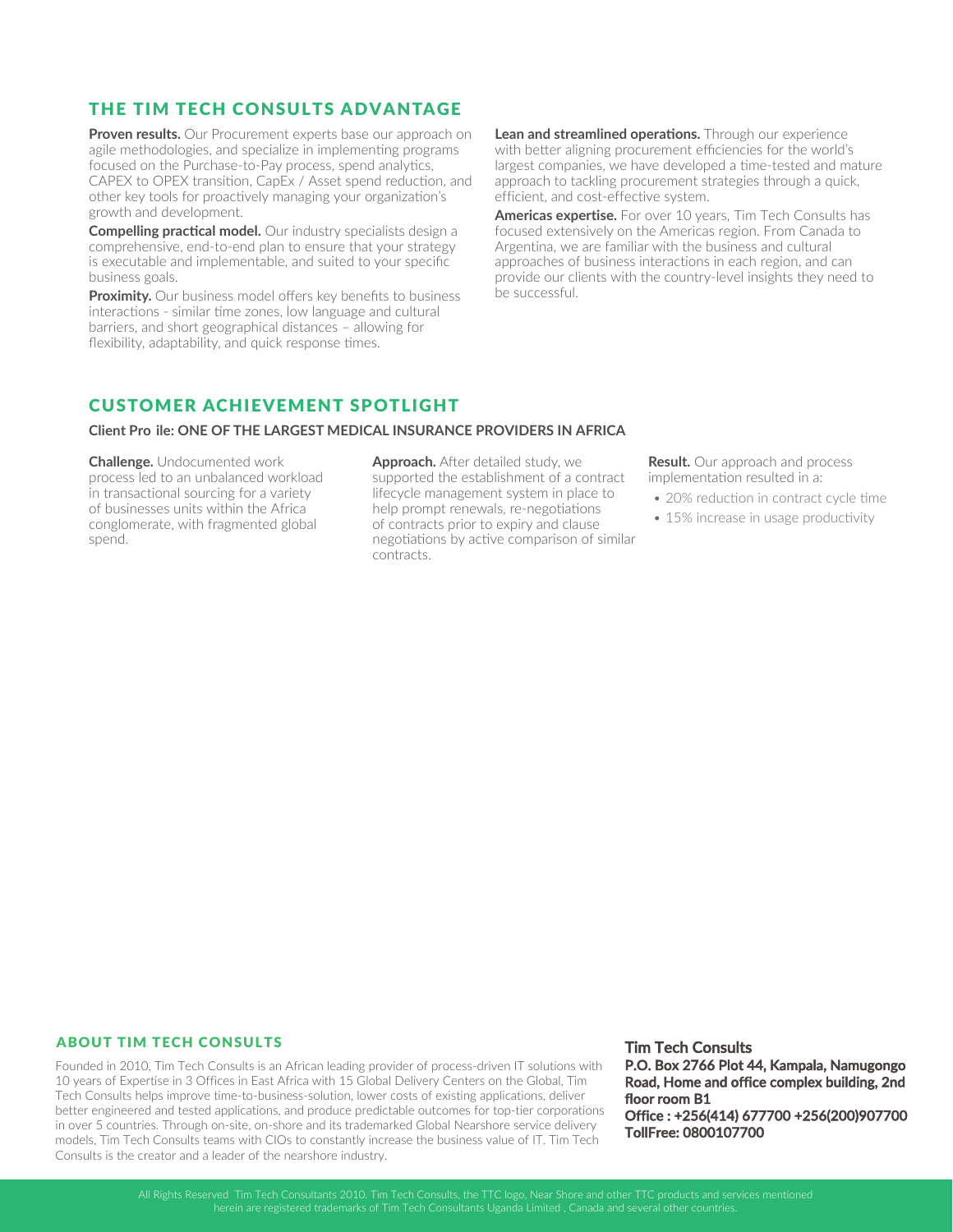## THE TIM TECH CONSULTS ADVANTAGE

**Proven results.** Our Procurement experts base our approach on agile methodologies, and specialize in implementing programs focused on the Purchase-to-Pay process, spend analytics, CAPEX to OPEX transition, CapEx / Asset spend reduction, and other key tools for proactively managing your organization's growth and development.

**Compelling practical model.** Our industry specialists design a comprehensive, end-to-end plan to ensure that your strategy is executable and implementable, and suited to your specific business goals.

**Proximity.** Our business model offers key benefits to business interactions - similar time zones, low language and cultural barriers, and short geographical distances – allowing for flexibility, adaptability, and quick response times.

**Lean and streamlined operations.** Through our experience with better aligning procurement efficiencies for the world's largest companies, we have developed a time-tested and mature approach to tackling procurement strategies through a quick, efficient, and cost-effective system.

**Americas expertise.** For over 10 years, Tim Tech Consults has focused extensively on the Americas region. From Canada to Argentina, we are familiar with the business and cultural approaches of business interactions in each region, and can provide our clients with the country-level insights they need to be successful.

## CUSTOMER ACHIEVEMENT SPOTLIGHT

**Client Pro ile: ONE OF THE LARGEST MEDICAL INSURANCE PROVIDERS IN AFRICA**

**Challenge.** Undocumented work process led to an unbalanced workload in transactional sourcing for a variety of businesses units within the Africa conglomerate, with fragmented global spend.

**Approach.** After detailed study, we supported the establishment of a contract lifecycle management system in place to help prompt renewals, re-negotiations of contracts prior to expiry and clause negotiations by active comparison of similar contracts.

**Result.** Our approach and process implementation resulted in a:

- 20% reduction in contract cycle time
- 15% increase in usage productivity

### ABOUT TIM TECH CONSULTS

Founded in 2010, Tim Tech Consults is an African leading provider of process-driven IT solutions with 10 years of Expertise in 3 Offices in East Africa with 15 Global Delivery Centers on the Global, Tim Tech Consults helps improve time-to-business-solution, lower costs of existing applications, deliver better engineered and tested applications, and produce predictable outcomes for top-tier corporations in over 5 countries. Through on-site, on-shore and its trademarked Global Nearshore service delivery models, Tim Tech Consults teams with CIOs to constantly increase the business value of IT. Tim Tech Consults is the creator and a leader of the nearshore industry.

**Tim Tech Consults**
**P.O. Box 2766 Plot 44, Kampala, Namugongo Road, Home and office complex building, 2nd floor room B1**
**Office : +256(414) 677700 +256(200)907700**
**TollFree: 0800107700**

All Rights Reserved Tim Tech Consultants 2010. Tim Tech Consults, the TTC logo, Near Shore and other TTC products and services mentioned herein are registered trademarks of Tim Tech Consultants Uganda Limited , Canada and several other countries.